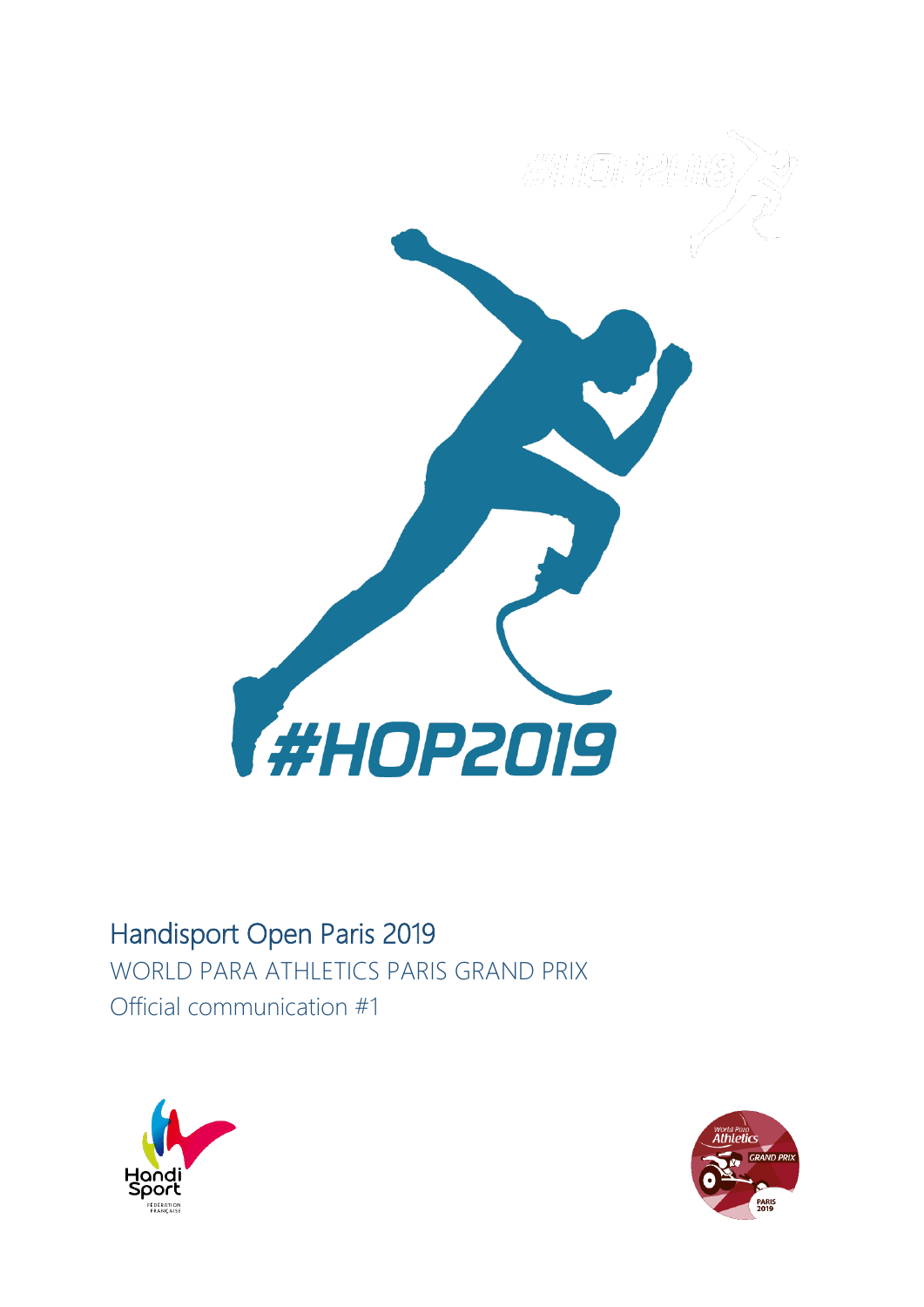#HOP2019

# Handisport Open Paris 2019

WORLD PARA ATHLETICS PARIS GRAND PRIX

Official communication #1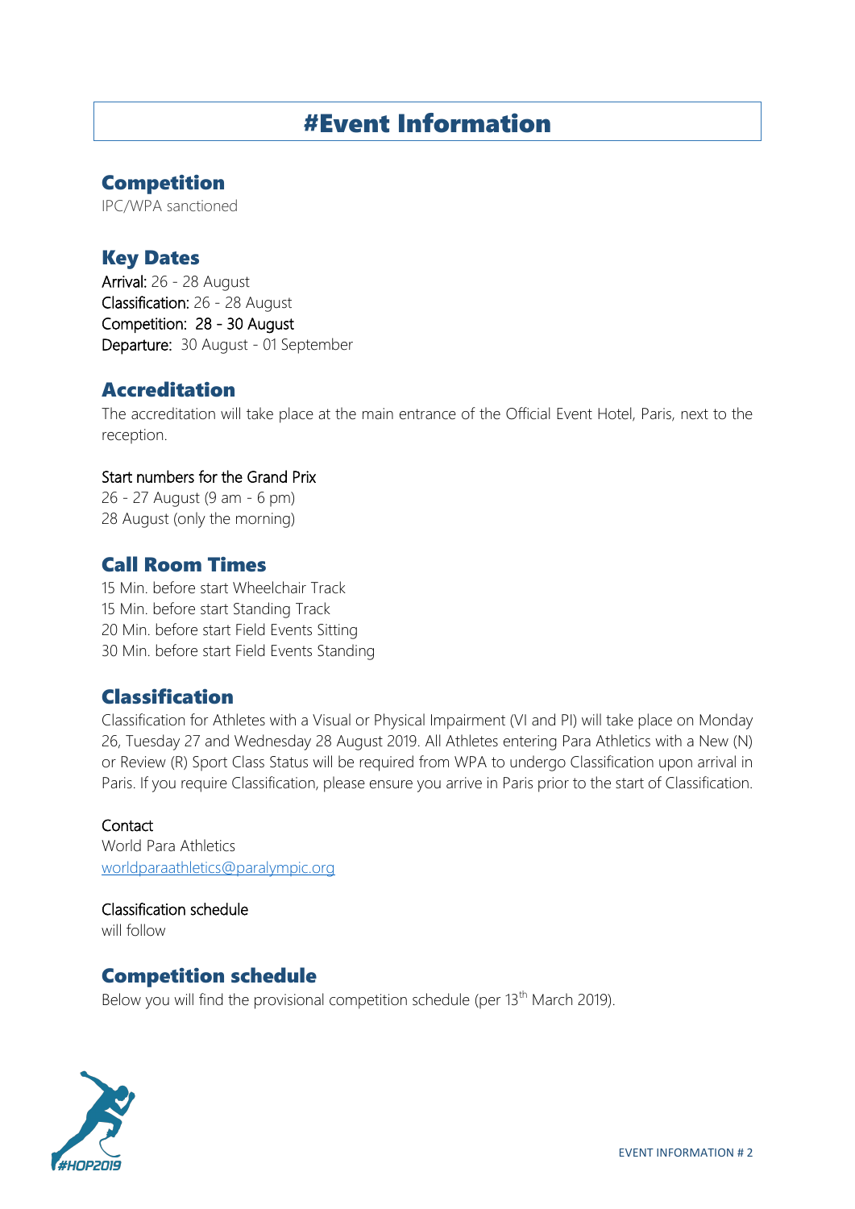# #Event Information

## Competition

IPC/WPA sanctioned

## Key Dates

Arrival: 26 - 28 August
Classification: 26 - 28 August
Competition: 28 - 30 August
Departure: 30 August - 01 September

## Accreditation

The accreditation will take place at the main entrance of the Official Event Hotel, Paris, next to the reception.

Start numbers for the Grand Prix
26 - 27 August (9 am - 6 pm)
28 August (only the morning)

## Call Room Times

15 Min. before start Wheelchair Track
15 Min. before start Standing Track
20 Min. before start Field Events Sitting
30 Min. before start Field Events Standing

## Classification

Classification for Athletes with a Visual or Physical Impairment (VI and PI) will take place on Monday 26, Tuesday 27 and Wednesday 28 August 2019. All Athletes entering Para Athletics with a New (N) or Review (R) Sport Class Status will be required from WPA to undergo Classification upon arrival in Paris. If you require Classification, please ensure you arrive in Paris prior to the start of Classification.

Contact
World Para Athletics
worldparaathletics@paralympic.org

Classification schedule
will follow

## Competition schedule

Below you will find the provisional competition schedule (per 13th March 2019).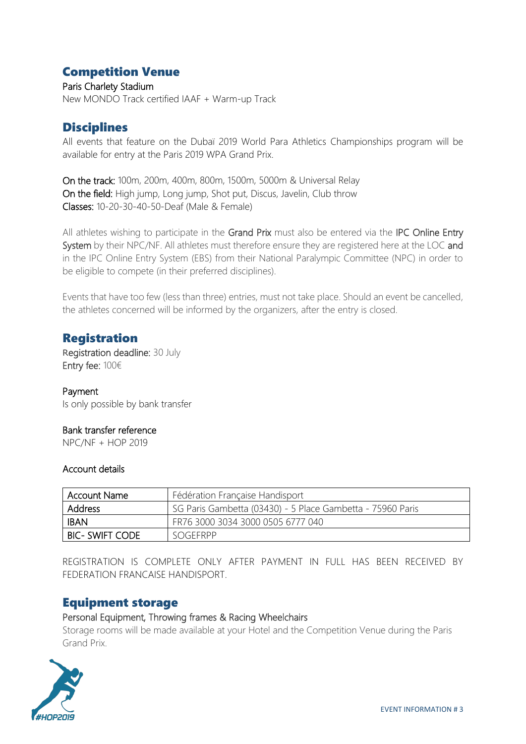## Competition Venue

Paris Charlety Stadium

New MONDO Track certified IAAF + Warm-up Track

## Disciplines

All events that feature on the Dubaï 2019 World Para Athletics Championships program will be available for entry at the Paris 2019 WPA Grand Prix.

On the track: 100m, 200m, 400m, 800m, 1500m, 5000m & Universal Relay
On the field: High jump, Long jump, Shot put, Discus, Javelin, Club throw
Classes: 10-20-30-40-50-Deaf (Male & Female)

All athletes wishing to participate in the Grand Prix must also be entered via the IPC Online Entry System by their NPC/NF. All athletes must therefore ensure they are registered here at the LOC and in the IPC Online Entry System (EBS) from their National Paralympic Committee (NPC) in order to be eligible to compete (in their preferred disciplines).

Events that have too few (less than three) entries, must not take place. Should an event be cancelled, the athletes concerned will be informed by the organizers, after the entry is closed.

## Registration

Registration deadline: 30 July
Entry fee: 100€

Payment
Is only possible by bank transfer

Bank transfer reference
NPC/NF + HOP 2019

Account details

| Account Name | Fédération Française Handisport |
|---|---|
| Address | SG Paris Gambetta (03430) - 5 Place Gambetta - 75960 Paris |
| IBAN | FR76 3000 3034 3000 0505 6777 040 |
| BIC- SWIFT CODE | SOGEFRPP |

REGISTRATION IS COMPLETE ONLY AFTER PAYMENT IN FULL HAS BEEN RECEIVED BY FEDERATION FRANCAISE HANDISPORT.

## Equipment storage

Personal Equipment, Throwing frames & Racing Wheelchairs

Storage rooms will be made available at your Hotel and the Competition Venue during the Paris Grand Prix.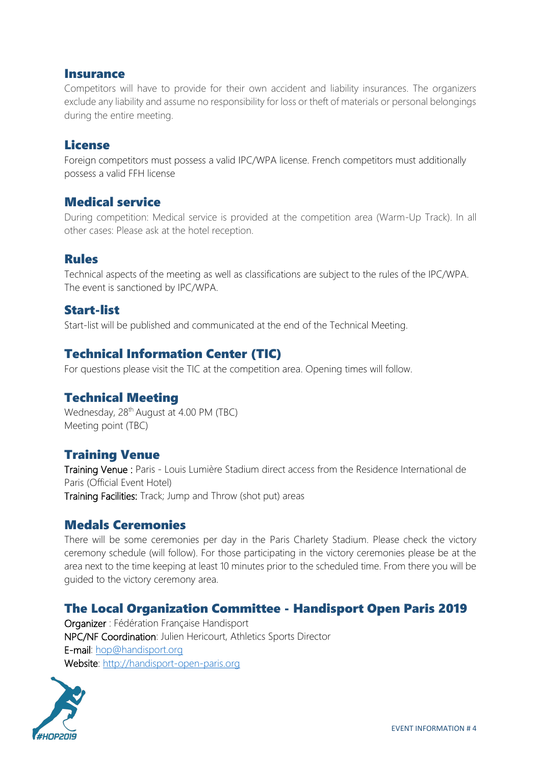## Insurance

Competitors will have to provide for their own accident and liability insurances. The organizers exclude any liability and assume no responsibility for loss or theft of materials or personal belongings during the entire meeting.

## License

Foreign competitors must possess a valid IPC/WPA license. French competitors must additionally possess a valid FFH license

## Medical service

During competition: Medical service is provided at the competition area (Warm-Up Track). In all other cases: Please ask at the hotel reception.

## Rules

Technical aspects of the meeting as well as classifications are subject to the rules of the IPC/WPA. The event is sanctioned by IPC/WPA.

## Start-list

Start-list will be published and communicated at the end of the Technical Meeting.

## Technical Information Center (TIC)

For questions please visit the TIC at the competition area. Opening times will follow.

## Technical Meeting

Wednesday, 28th August at 4.00 PM (TBC)
Meeting point (TBC)

## Training Venue

Training Venue : Paris - Louis Lumière Stadium direct access from the Residence International de Paris (Official Event Hotel)
Training Facilities: Track; Jump and Throw (shot put) areas

## Medals Ceremonies

There will be some ceremonies per day in the Paris Charlety Stadium. Please check the victory ceremony schedule (will follow). For those participating in the victory ceremonies please be at the area next to the time keeping at least 10 minutes prior to the scheduled time. From there you will be guided to the victory ceremony area.

## The Local Organization Committee - Handisport Open Paris 2019

Organizer : Fédération Française Handisport
NPC/NF Coordination: Julien Hericourt, Athletics Sports Director
E-mail: hop@handisport.org
Website: http://handisport-open-paris.org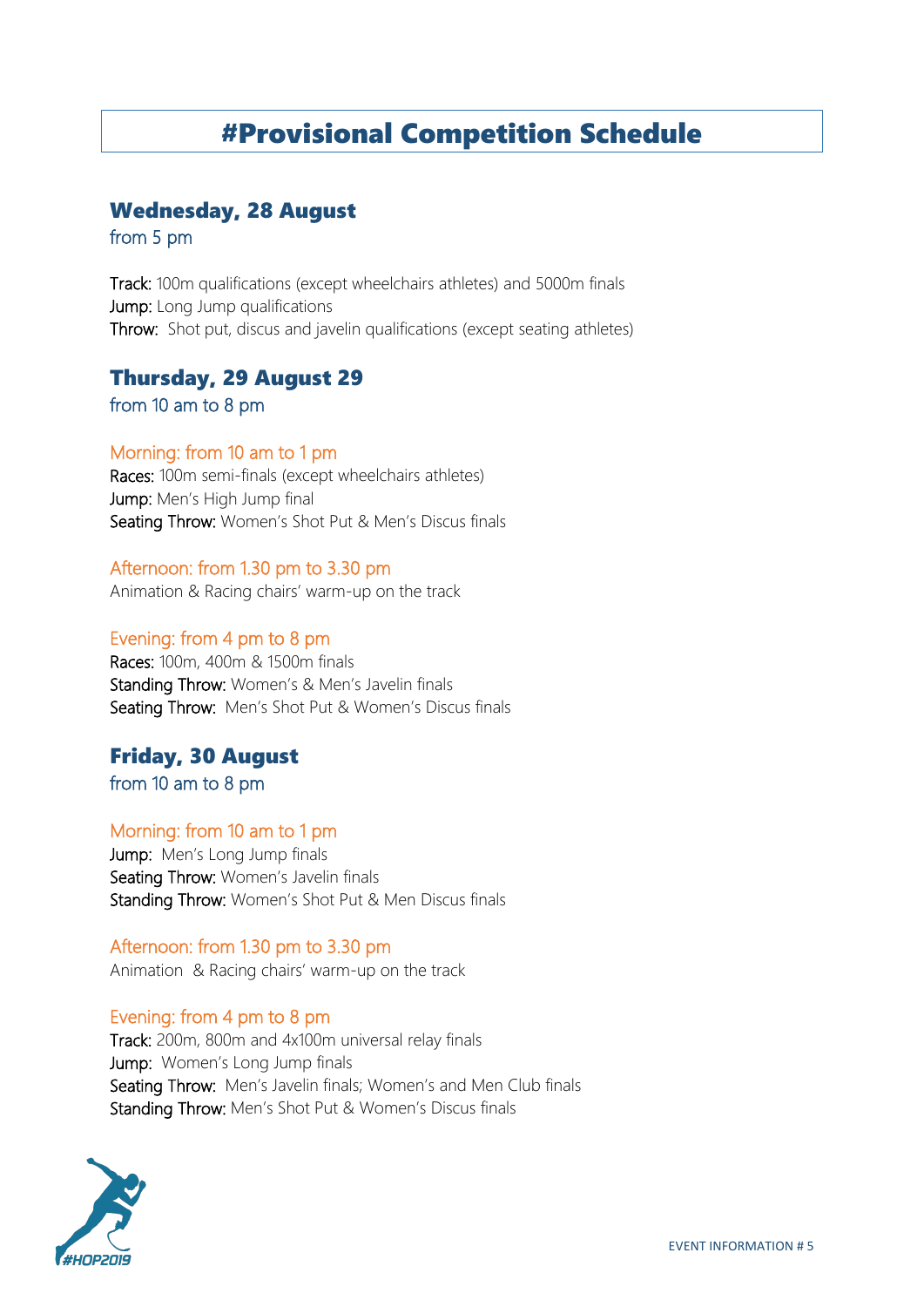# #Provisional Competition Schedule

## Wednesday, 28 August

from 5 pm

Track: 100m qualifications (except wheelchairs athletes) and 5000m finals
Jump: Long Jump qualifications
Throw: Shot put, discus and javelin qualifications (except seating athletes)

## Thursday, 29 August 29

from 10 am to 8 pm

### Morning: from 10 am to 1 pm

Races: 100m semi-finals (except wheelchairs athletes)
Jump: Men's High Jump final
Seating Throw: Women's Shot Put & Men's Discus finals

### Afternoon: from 1.30 pm to 3.30 pm

Animation & Racing chairs' warm-up on the track

### Evening: from 4 pm to 8 pm

Races: 100m, 400m & 1500m finals
Standing Throw: Women's & Men's Javelin finals
Seating Throw: Men's Shot Put & Women's Discus finals

## Friday, 30 August

from 10 am to 8 pm

### Morning: from 10 am to 1 pm

Jump: Men's Long Jump finals
Seating Throw: Women's Javelin finals
Standing Throw: Women's Shot Put & Men Discus finals

### Afternoon: from 1.30 pm to 3.30 pm

Animation & Racing chairs' warm-up on the track

### Evening: from 4 pm to 8 pm

Track: 200m, 800m and 4x100m universal relay finals
Jump: Women's Long Jump finals
Seating Throw: Men's Javelin finals; Women's and Men Club finals
Standing Throw: Men's Shot Put & Women's Discus finals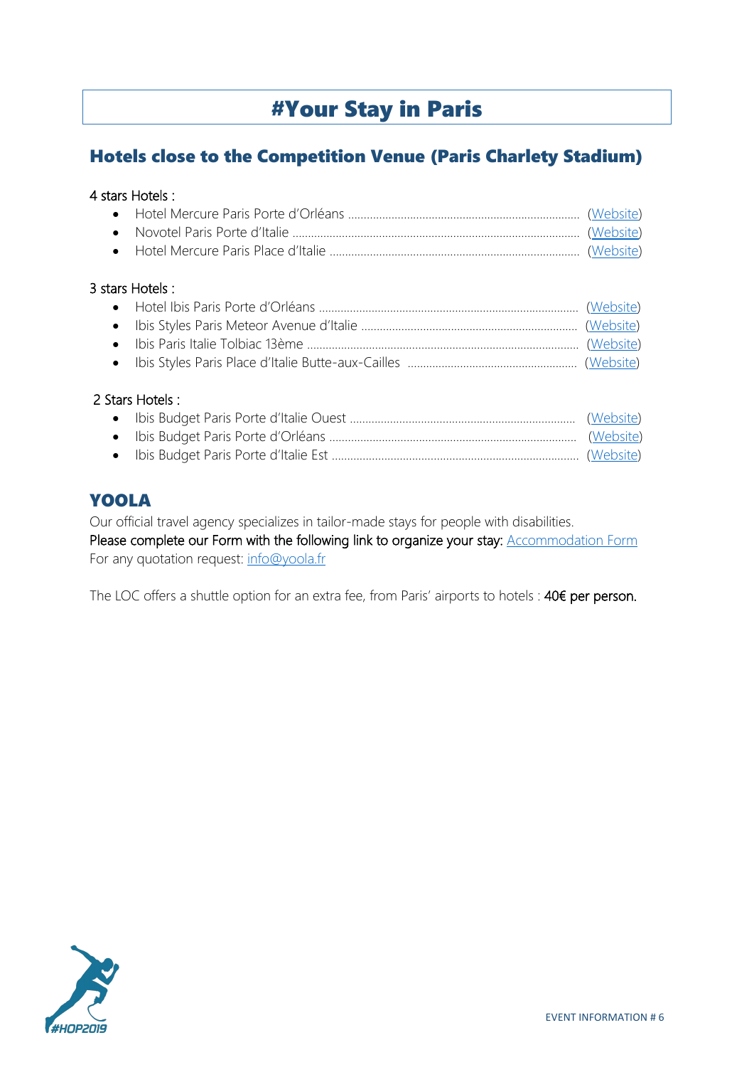# #Your Stay in Paris

## Hotels close to the Competition Venue (Paris Charlety Stadium)

4 stars Hotels :

- Hotel Mercure Paris Porte d'Orléans ........................................ (Website)
- Novotel Paris Porte d'Italie ........................................ (Website)
- Hotel Mercure Paris Place d'Italie ........................................ (Website)

3 stars Hotels :

- Hotel Ibis Paris Porte d'Orléans ........................................ (Website)
- Ibis Styles Paris Meteor Avenue d'Italie ........................................ (Website)
- Ibis Paris Italie Tolbiac 13ème ........................................ (Website)
- Ibis Styles Paris Place d'Italie Butte-aux-Cailles ........................................ (Website)

2 Stars Hotels :

- Ibis Budget Paris Porte d'Italie Ouest ........................................ (Website)
- Ibis Budget Paris Porte d'Orléans ........................................ (Website)
- Ibis Budget Paris Porte d'Italie Est ........................................ (Website)

## YOOLA

Our official travel agency specializes in tailor-made stays for people with disabilities.
Please complete our Form with the following link to organize your stay: Accommodation Form
For any quotation request: info@yoola.fr

The LOC offers a shuttle option for an extra fee, from Paris' airports to hotels : 40€ per person.

#HOP2019